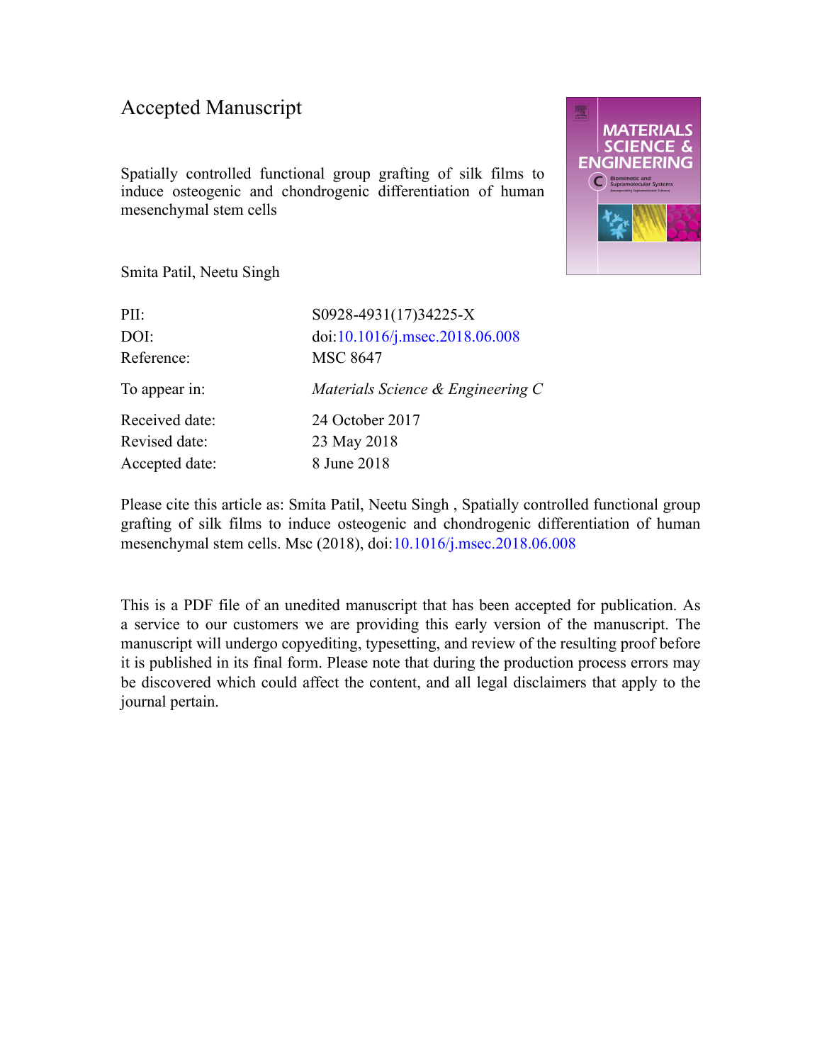# Accepted Manuscript

Spatially controlled functional group grafting of silk films to induce osteogenic and chondrogenic differentiation of human mesenchymal stem cells

Smita Patil, Neetu Singh

| | |
|---|---|
| PII: | S0928-4931(17)34225-X |
| DOI: | doi:10.1016/j.msec.2018.06.008 |
| Reference: | MSC 8647 |
| To appear in: | *Materials Science & Engineering C* |
| Received date: | 24 October 2017 |
| Revised date: | 23 May 2018 |
| Accepted date: | 8 June 2018 |

Please cite this article as: Smita Patil, Neetu Singh , Spatially controlled functional group grafting of silk films to induce osteogenic and chondrogenic differentiation of human mesenchymal stem cells. Msc (2018), doi:10.1016/j.msec.2018.06.008

This is a PDF file of an unedited manuscript that has been accepted for publication. As a service to our customers we are providing this early version of the manuscript. The manuscript will undergo copyediting, typesetting, and review of the resulting proof before it is published in its final form. Please note that during the production process errors may be discovered which could affect the content, and all legal disclaimers that apply to the journal pertain.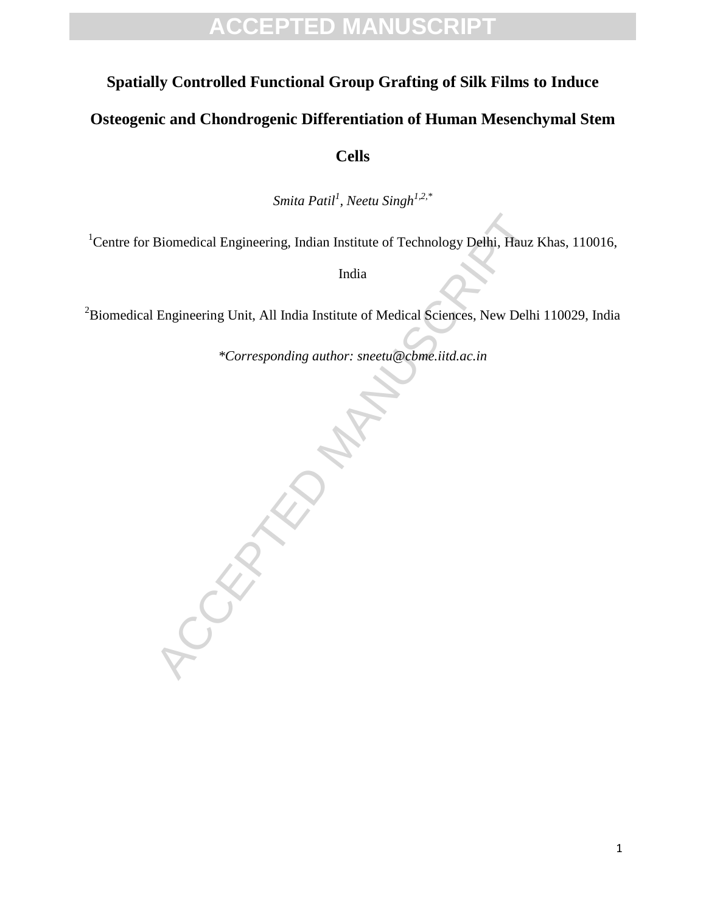# Spatially Controlled Functional Group Grafting of Silk Films to Induce Osteogenic and Chondrogenic Differentiation of Human Mesenchymal Stem Cells

*Smita Patil[1], Neetu Singh[1,2,*]*

[1]Centre for Biomedical Engineering, Indian Institute of Technology Delhi, Hauz Khas, 110016, India

[2]Biomedical Engineering Unit, All India Institute of Medical Sciences, New Delhi 110029, India

*\*Corresponding author: sneetu@cbme.iitd.ac.in*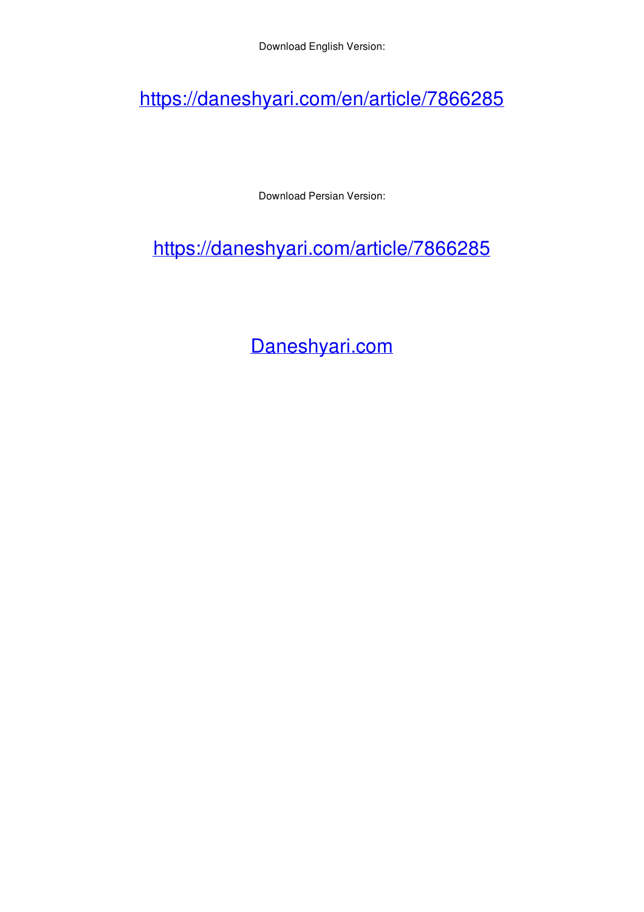Download English Version:

[https://daneshyari.com/en/article/7866285](https://daneshyari.com/en/article/7866285)

Download Persian Version:

[https://daneshyari.com/article/7866285](https://daneshyari.com/article/7866285)

[Daneshyari.com](https://daneshyari.com)